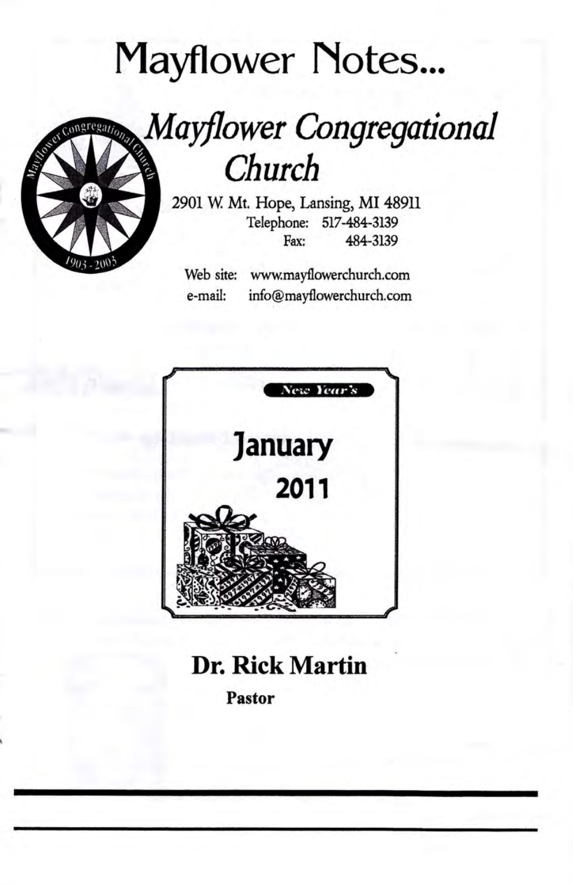# Mayflower Notes...

## *Mayflower Congregational Church*

2901 W. Mt. Hope, Lansing, MI 48911
Telephone: 517-484-3139
Fax: 484-3139

Web site: www.mayflowerchurch.com
e-mail: info@mayflowerchurch.com

*New Year's*

**January 2011**

**Dr. Rick Martin**
**Pastor**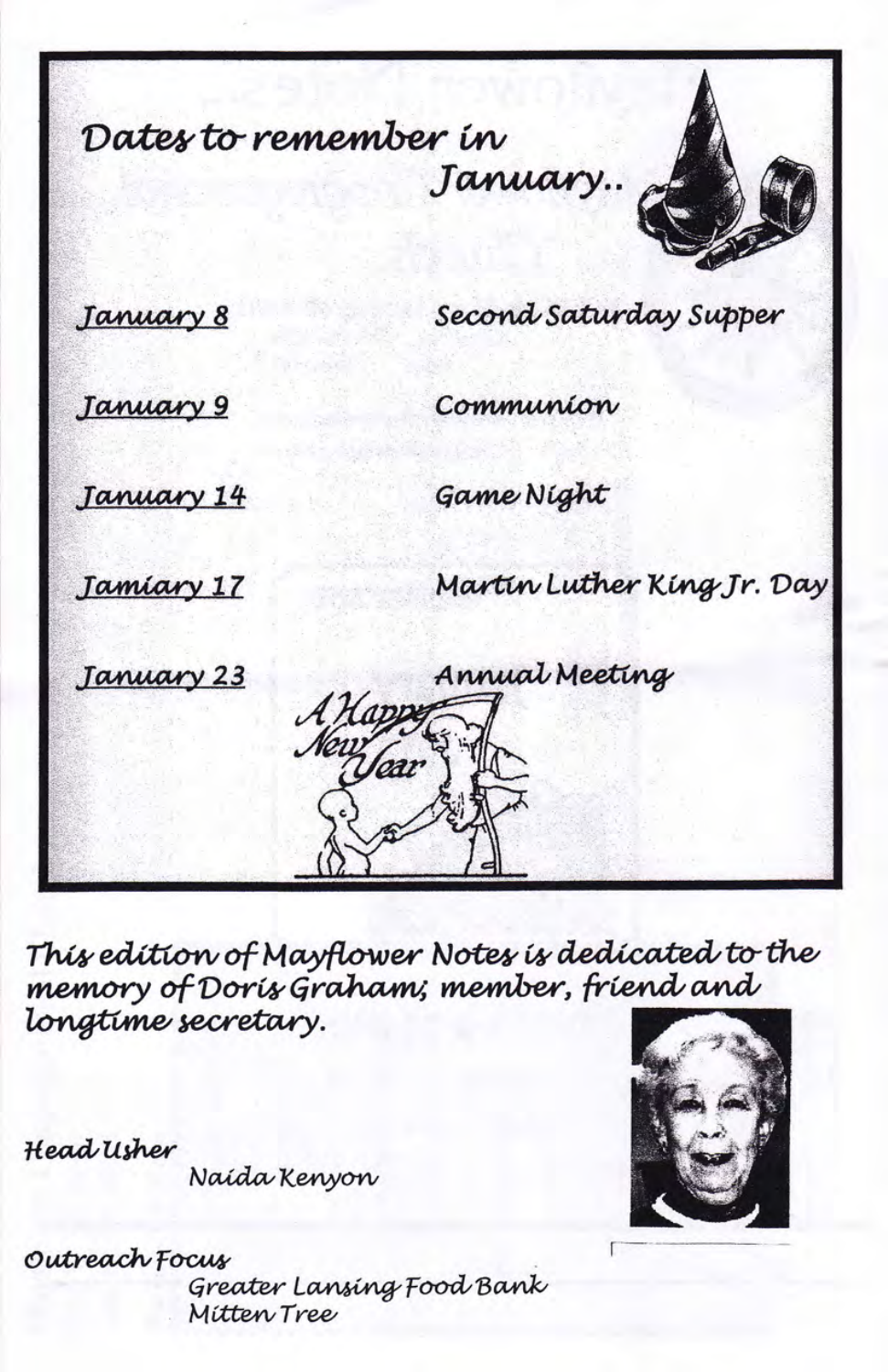## Dates to remember in January..

| | |
|---|---|
| January 8 | Second Saturday Supper |
| January 9 | Communion |
| January 14 | Game Night |
| Jamiary 17 | Martin Luther King Jr. Day |
| January 23 | Annual Meeting |

A Happy New Year

*This edition of Mayflower Notes is dedicated to the memory of Doris Graham; member, friend and longtime secretary.*

**Head Usher**
Naida Kenyon

**Outreach Focus**
Greater Lansing Food Bank
Mitten Tree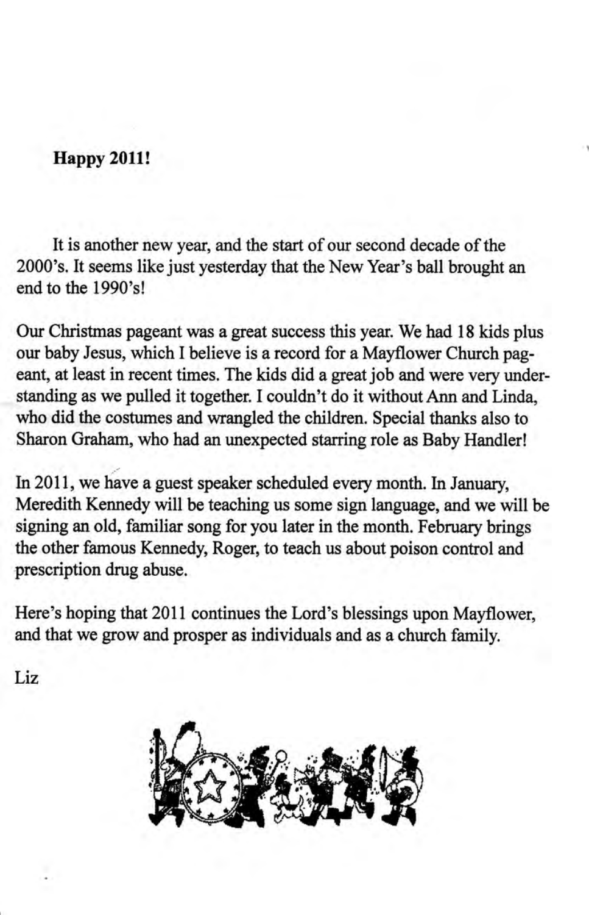**Happy 2011!**

It is another new year, and the start of our second decade of the 2000's. It seems like just yesterday that the New Year's ball brought an end to the 1990's!

Our Christmas pageant was a great success this year. We had 18 kids plus our baby Jesus, which I believe is a record for a Mayflower Church pageant, at least in recent times. The kids did a great job and were very understanding as we pulled it together. I couldn't do it without Ann and Linda, who did the costumes and wrangled the children. Special thanks also to Sharon Graham, who had an unexpected starring role as Baby Handler!

In 2011, we have a guest speaker scheduled every month. In January, Meredith Kennedy will be teaching us some sign language, and we will be signing an old, familiar song for you later in the month. February brings the other famous Kennedy, Roger, to teach us about poison control and prescription drug abuse.

Here's hoping that 2011 continues the Lord's blessings upon Mayflower, and that we grow and prosper as individuals and as a church family.

Liz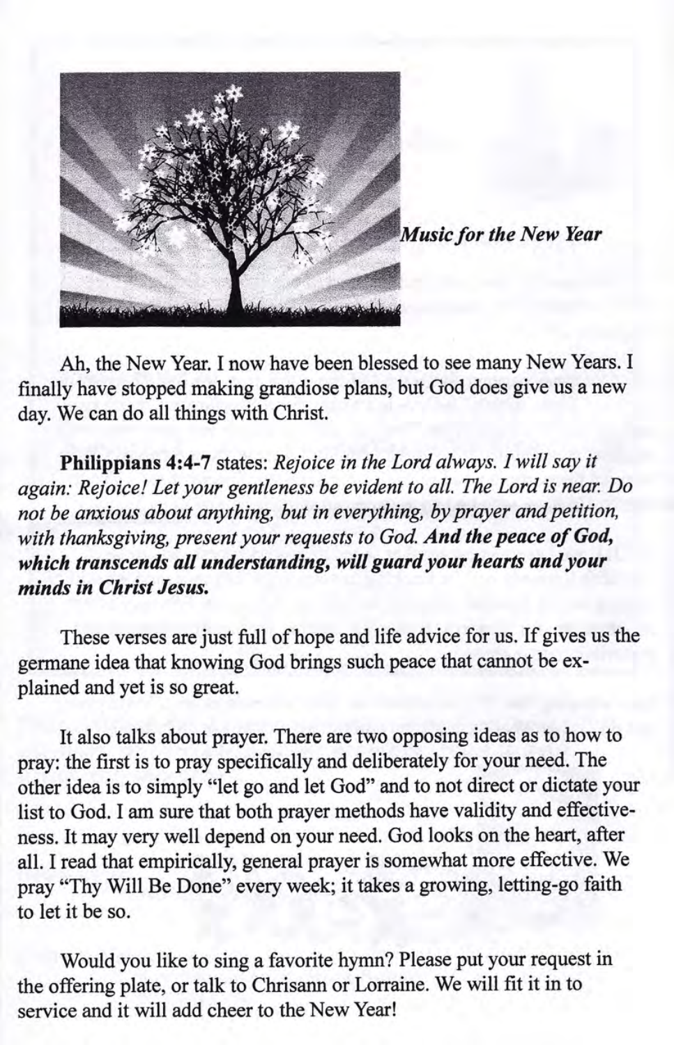*Music for the New Year*

Ah, the New Year. I now have been blessed to see many New Years. I finally have stopped making grandiose plans, but God does give us a new day. We can do all things with Christ.

**Philippians 4:4-7** states: *Rejoice in the Lord always. I will say it again: Rejoice! Let your gentleness be evident to all. The Lord is near. Do not be anxious about anything, but in everything, by prayer and petition, with thanksgiving, present your requests to God.* ***And the peace of God, which transcends all understanding, will guard your hearts and your minds in Christ Jesus.***

These verses are just full of hope and life advice for us. If gives us the germane idea that knowing God brings such peace that cannot be explained and yet is so great.

It also talks about prayer. There are two opposing ideas as to how to pray: the first is to pray specifically and deliberately for your need. The other idea is to simply "let go and let God" and to not direct or dictate your list to God. I am sure that both prayer methods have validity and effectiveness. It may very well depend on your need. God looks on the heart, after all. I read that empirically, general prayer is somewhat more effective. We pray "Thy Will Be Done" every week; it takes a growing, letting-go faith to let it be so.

Would you like to sing a favorite hymn? Please put your request in the offering plate, or talk to Chrisann or Lorraine. We will fit it in to service and it will add cheer to the New Year!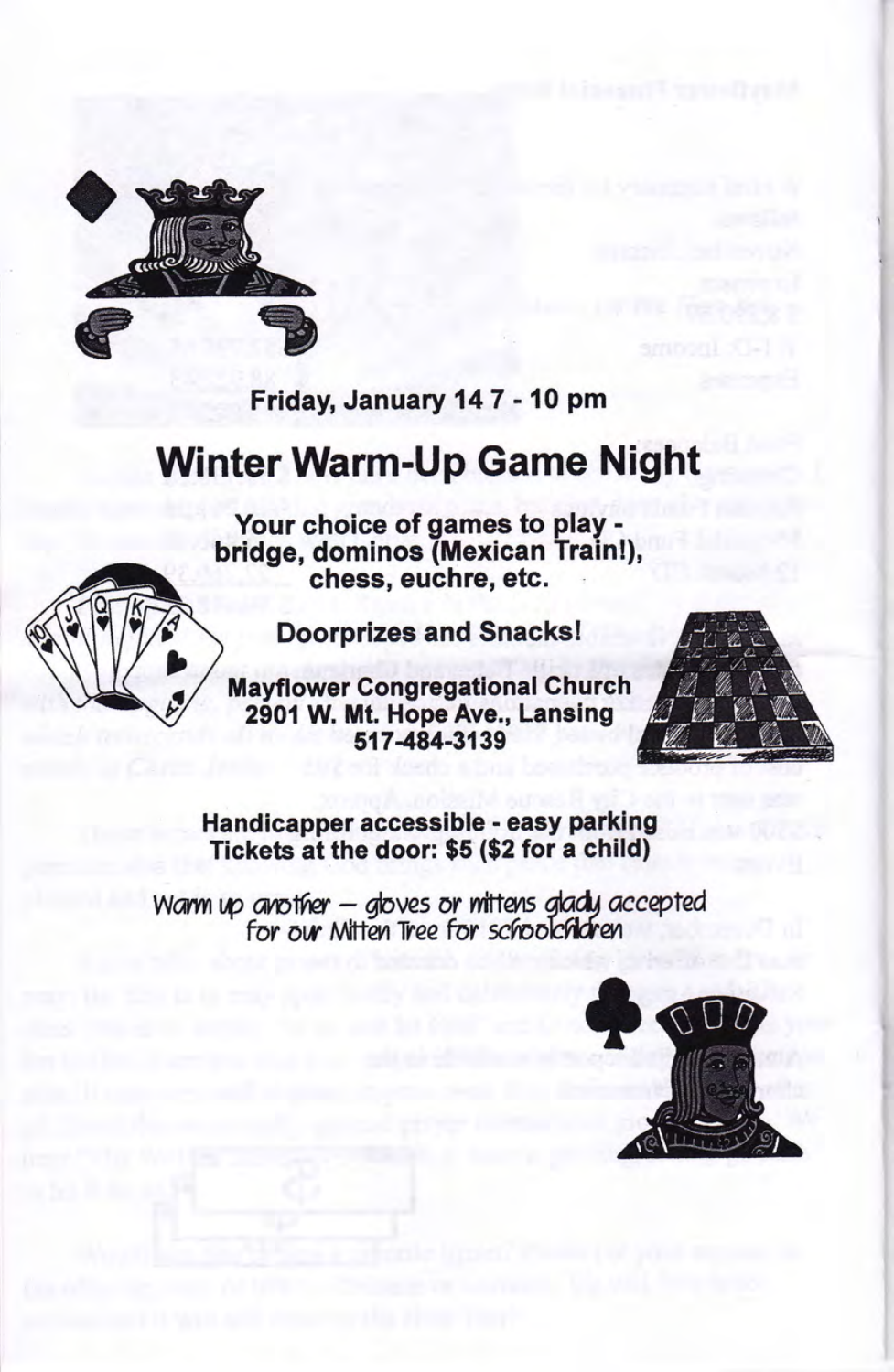**Friday, January 14 7 - 10 pm**

# Winter Warm-Up Game Night

**Your choice of games to play - bridge, dominos (Mexican Train!), chess, euchre, etc.**

**Doorprizes and Snacks!**

**Mayflower Congregational Church**
**2901 W. Mt. Hope Ave., Lansing**
**517-484-3139**

**Handicapper accessible - easy parking**
**Tickets at the door: $5 ($2 for a child)**

*Warm up another – gloves or mittens gladly accepted for our Mitten Tree for schoolchildren*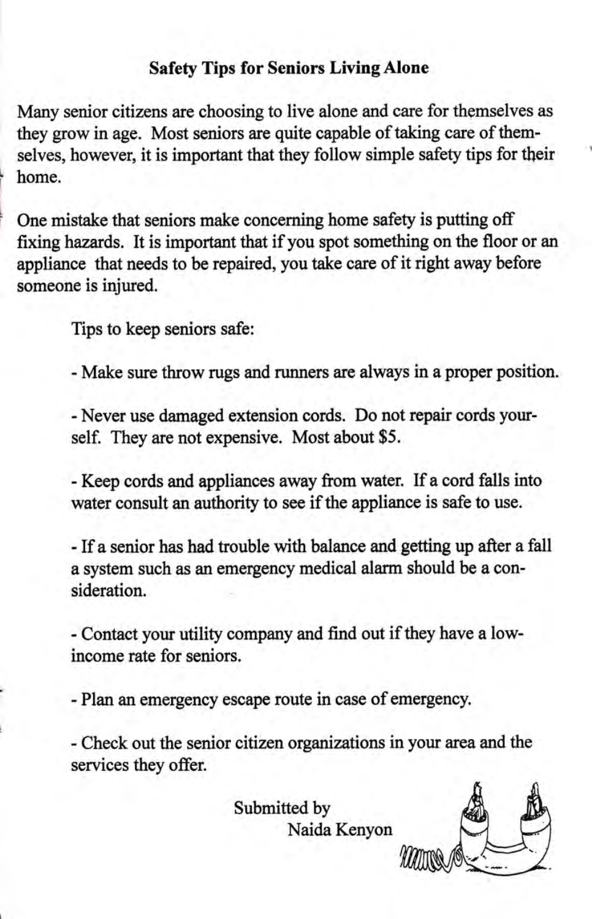## Safety Tips for Seniors Living Alone

Many senior citizens are choosing to live alone and care for themselves as they grow in age. Most seniors are quite capable of taking care of themselves, however, it is important that they follow simple safety tips for their home.

One mistake that seniors make concerning home safety is putting off fixing hazards. It is important that if you spot something on the floor or an appliance that needs to be repaired, you take care of it right away before someone is injured.

Tips to keep seniors safe:

- Make sure throw rugs and runners are always in a proper position.

- Never use damaged extension cords. Do not repair cords yourself. They are not expensive. Most about $5.

- Keep cords and appliances away from water. If a cord falls into water consult an authority to see if the appliance is safe to use.

- If a senior has had trouble with balance and getting up after a fall a system such as an emergency medical alarm should be a consideration.

- Contact your utility company and find out if they have a low-income rate for seniors.

- Plan an emergency escape route in case of emergency.

- Check out the senior citizen organizations in your area and the services they offer.

Submitted by
Naida Kenyon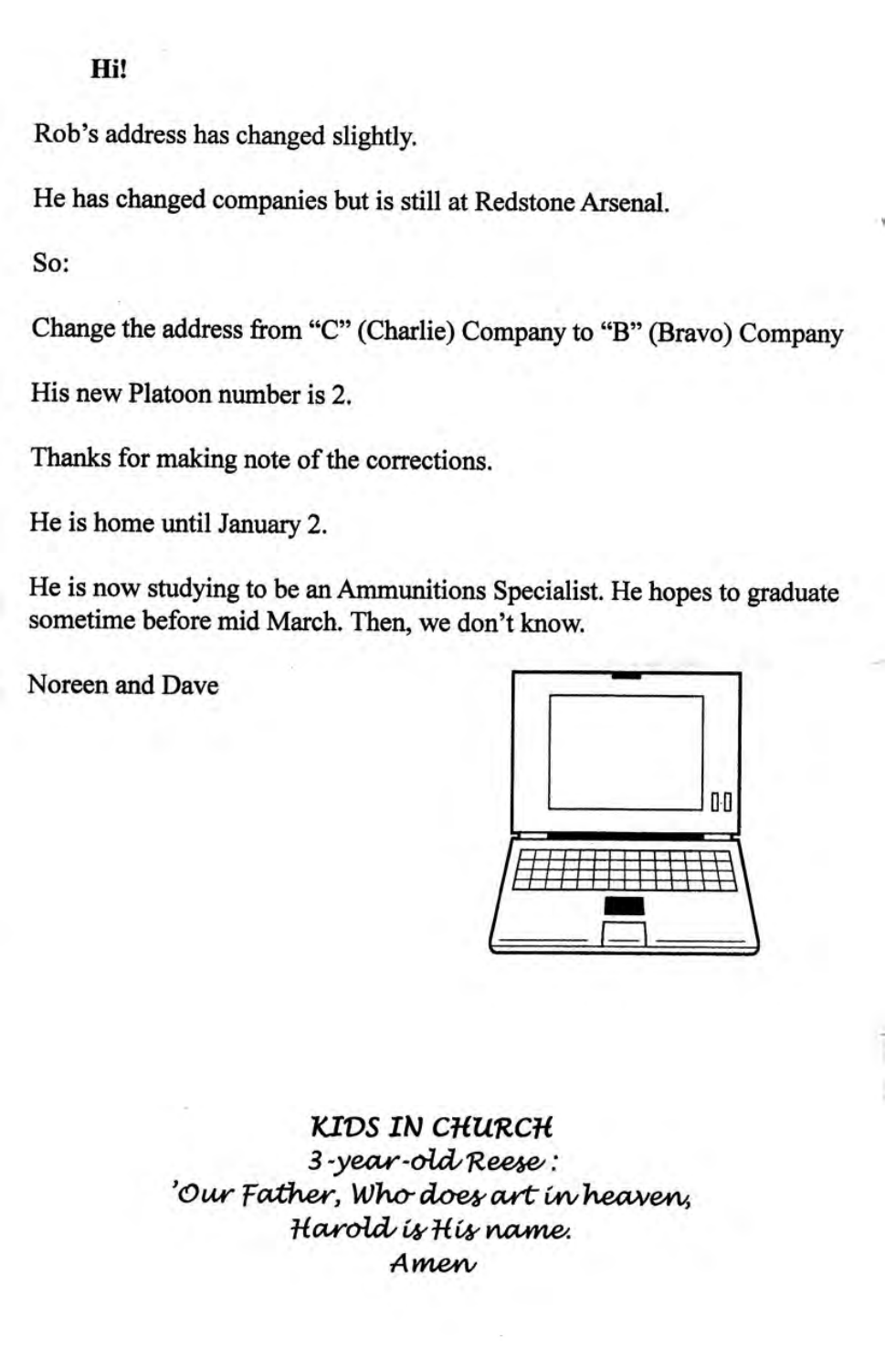**Hi!**

Rob's address has changed slightly.

He has changed companies but is still at Redstone Arsenal.

So:

Change the address from "C" (Charlie) Company to "B" (Bravo) Company

His new Platoon number is 2.

Thanks for making note of the corrections.

He is home until January 2.

He is now studying to be an Ammunitions Specialist. He hopes to graduate sometime before mid March. Then, we don't know.

Noreen and Dave

*KIDS IN CHURCH*
*3-year-old Reese:*
*'Our Father, Who does art in heaven,*
*Harold is His name.*
*Amen*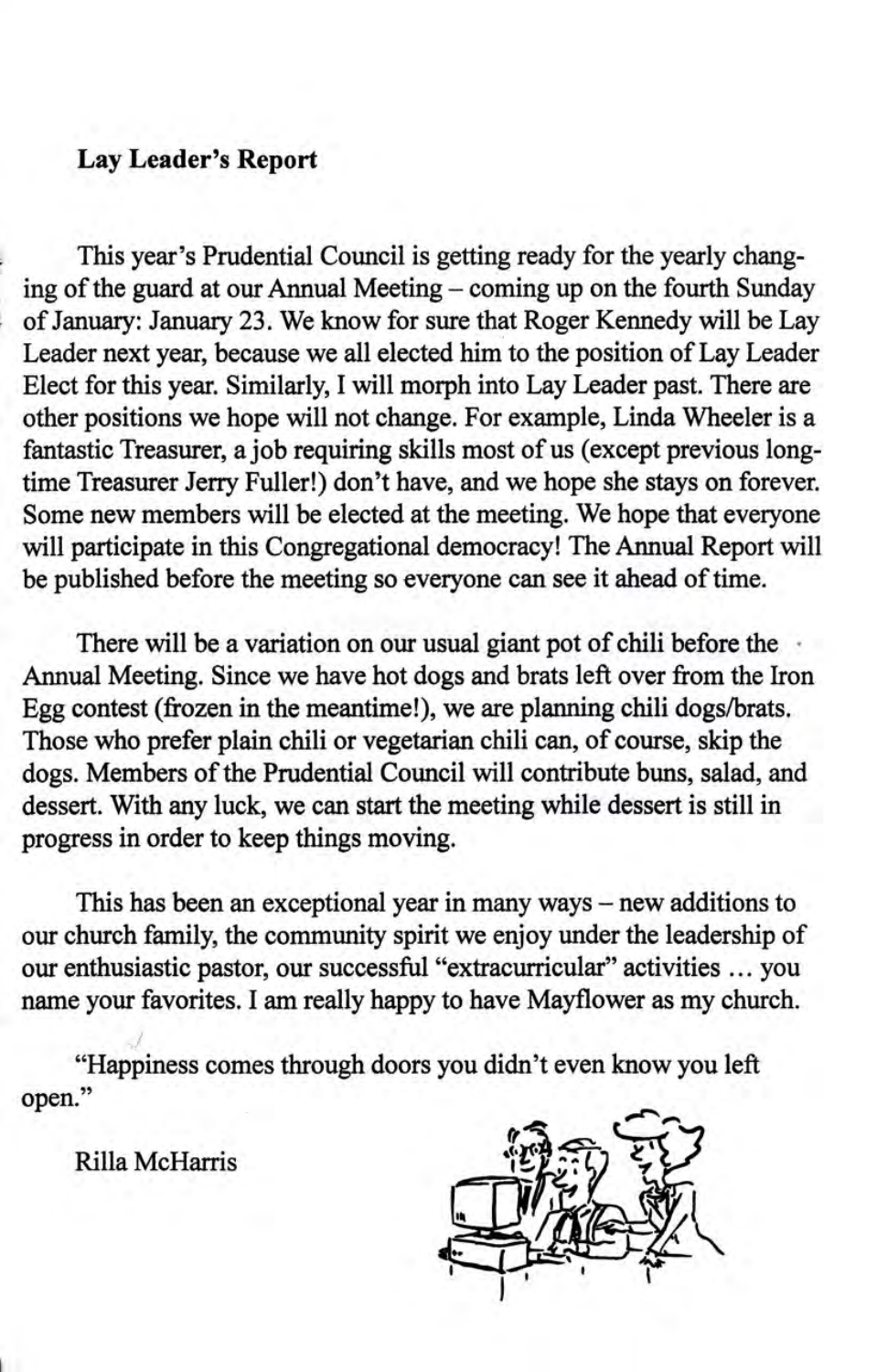**Lay Leader's Report**

This year's Prudential Council is getting ready for the yearly changing of the guard at our Annual Meeting – coming up on the fourth Sunday of January: January 23. We know for sure that Roger Kennedy will be Lay Leader next year, because we all elected him to the position of Lay Leader Elect for this year. Similarly, I will morph into Lay Leader past. There are other positions we hope will not change. For example, Linda Wheeler is a fantastic Treasurer, a job requiring skills most of us (except previous long-time Treasurer Jerry Fuller!) don't have, and we hope she stays on forever. Some new members will be elected at the meeting. We hope that everyone will participate in this Congregational democracy! The Annual Report will be published before the meeting so everyone can see it ahead of time.

There will be a variation on our usual giant pot of chili before the Annual Meeting. Since we have hot dogs and brats left over from the Iron Egg contest (frozen in the meantime!), we are planning chili dogs/brats. Those who prefer plain chili or vegetarian chili can, of course, skip the dogs. Members of the Prudential Council will contribute buns, salad, and dessert. With any luck, we can start the meeting while dessert is still in progress in order to keep things moving.

This has been an exceptional year in many ways – new additions to our church family, the community spirit we enjoy under the leadership of our enthusiastic pastor, our successful "extracurricular" activities … you name your favorites. I am really happy to have Mayflower as my church.

"Happiness comes through doors you didn't even know you left open."

Rilla McHarris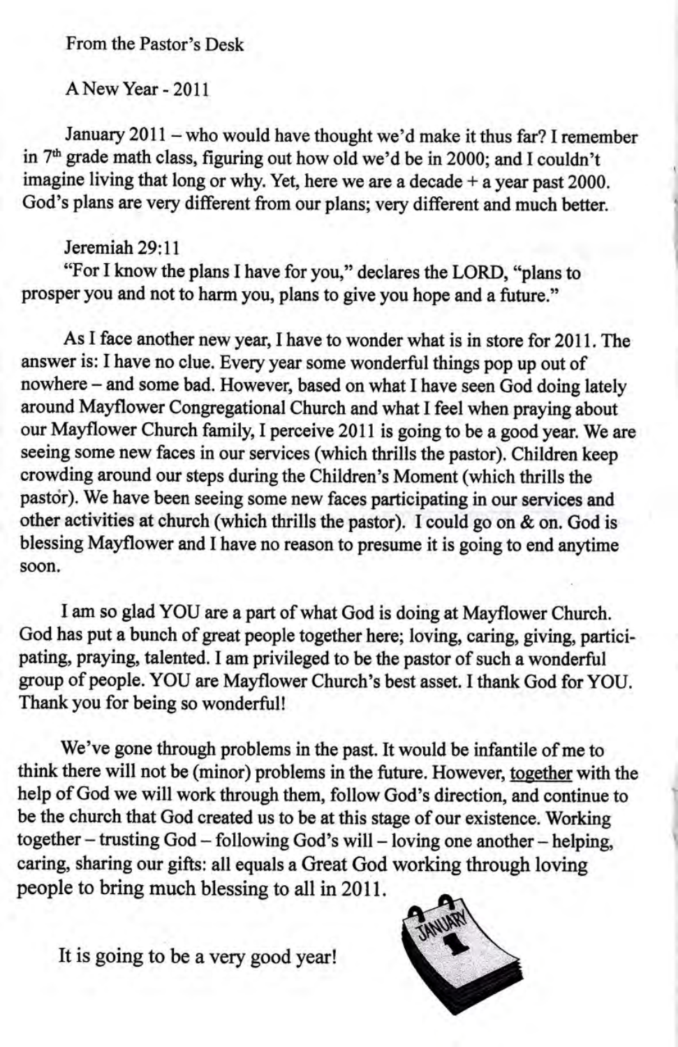From the Pastor's Desk

A New Year - 2011

January 2011 – who would have thought we'd make it thus far? I remember in 7th grade math class, figuring out how old we'd be in 2000; and I couldn't imagine living that long or why. Yet, here we are a decade + a year past 2000. God's plans are very different from our plans; very different and much better.

Jeremiah 29:11
"For I know the plans I have for you," declares the LORD, "plans to prosper you and not to harm you, plans to give you hope and a future."

As I face another new year, I have to wonder what is in store for 2011. The answer is: I have no clue. Every year some wonderful things pop up out of nowhere – and some bad. However, based on what I have seen God doing lately around Mayflower Congregational Church and what I feel when praying about our Mayflower Church family, I perceive 2011 is going to be a good year. We are seeing some new faces in our services (which thrills the pastor). Children keep crowding around our steps during the Children's Moment (which thrills the pastor). We have been seeing some new faces participating in our services and other activities at church (which thrills the pastor). I could go on & on. God is blessing Mayflower and I have no reason to presume it is going to end anytime soon.

I am so glad YOU are a part of what God is doing at Mayflower Church. God has put a bunch of great people together here; loving, caring, giving, participating, praying, talented. I am privileged to be the pastor of such a wonderful group of people. YOU are Mayflower Church's best asset. I thank God for YOU. Thank you for being so wonderful!

We've gone through problems in the past. It would be infantile of me to think there will not be (minor) problems in the future. However, together with the help of God we will work through them, follow God's direction, and continue to be the church that God created us to be at this stage of our existence. Working together – trusting God – following God's will – loving one another – helping, caring, sharing our gifts: all equals a Great God working through loving people to bring much blessing to all in 2011.

It is going to be a very good year!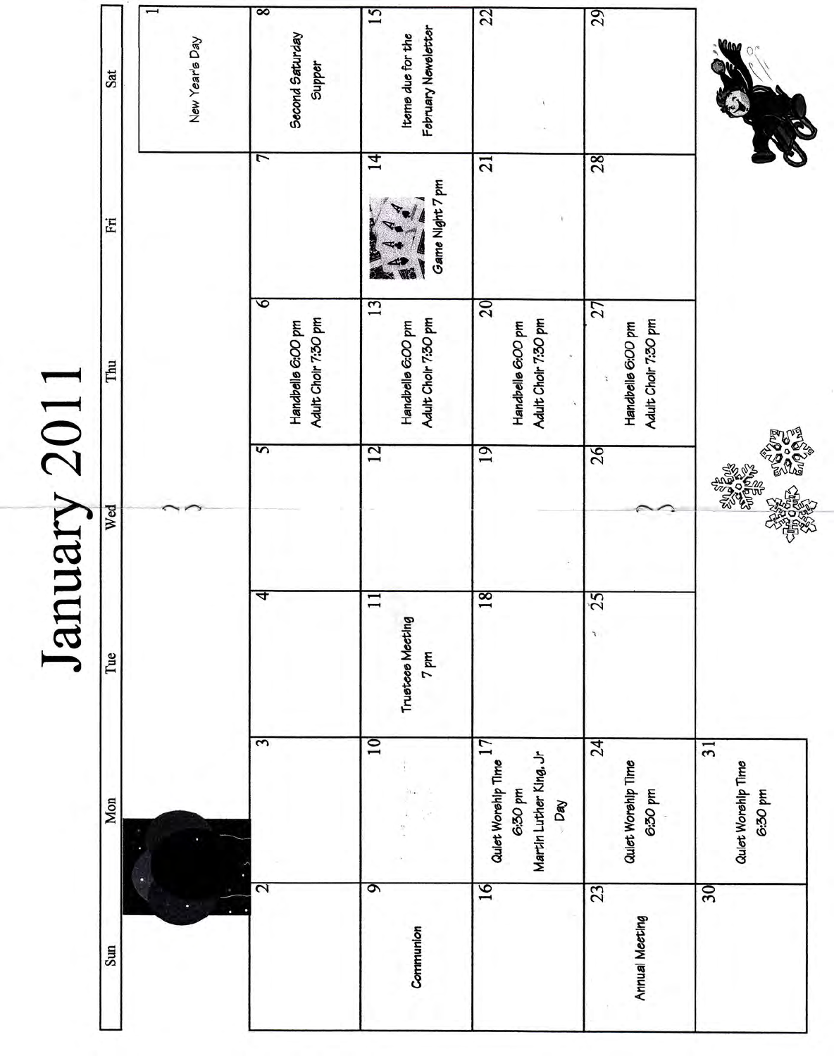# January 2011

| Sun | Mon | Tue | Wed | Thu | Fri | Sat |
|---|---|---|---|---|---|---|
| | | | | | | 1 New Year's Day |
| 2 | 3 | 4 | 5 | 6 Handbells 6:00 pm Adult Choir 7:30 pm | 7 | 8 Second Saturday Supper |
| 9 Communion | 10 | 11 Trustees Meeting 7 pm | 12 | 13 Handbells 6:00 pm Adult Choir 7:30 pm | 14 Game Night 7 pm | 15 Items due for the February Newsletter |
| 16 | 17 Quiet Worship Time 6:30 pm Martin Luther King, Jr Day | 18 | 19 | 20 Handbells 6:00 pm Adult Choir 7:30 pm | 21 | 22 |
| 23 Annual Meeting | 24 Quiet Worship Time 6:30 pm | 25 | 26 | 27 Handbells 6:00 pm Adult Choir 7:30 pm | 28 | 29 |
| 30 | 31 Quiet Worship Time 6:30 pm | | | | | |